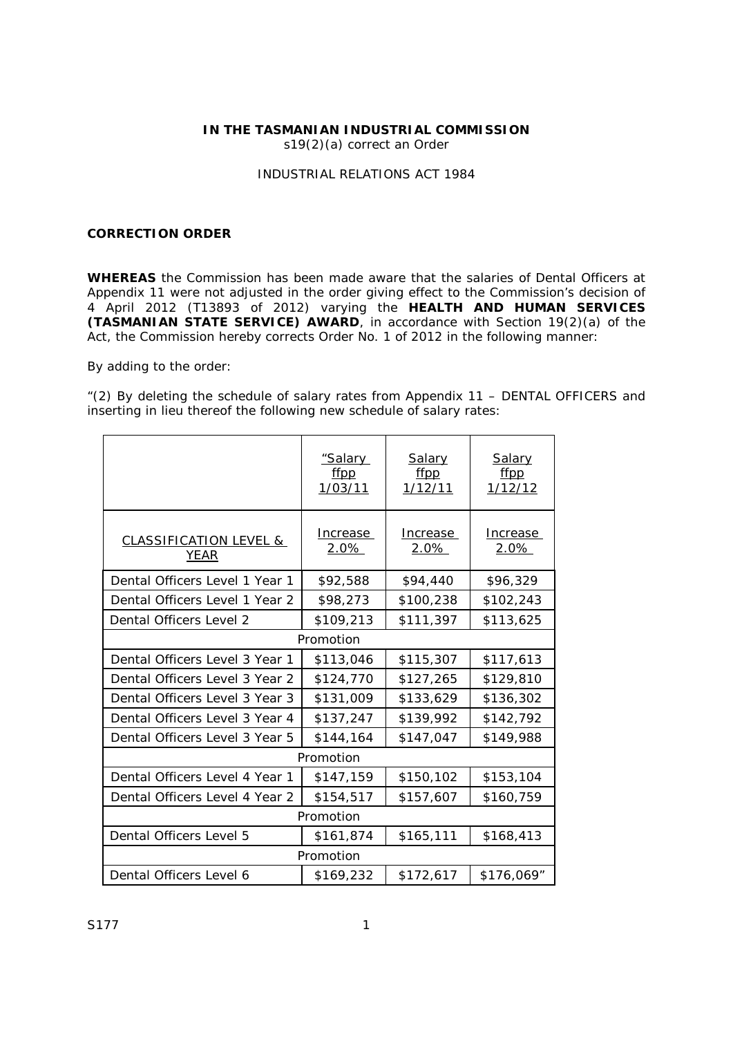**IN THE TASMANIAN INDUSTRIAL COMMISSION**
s19(2)(a) correct an Order

INDUSTRIAL RELATIONS ACT 1984

**CORRECTION ORDER**

**WHEREAS** the Commission has been made aware that the salaries of Dental Officers at Appendix 11 were not adjusted in the order giving effect to the Commission's decision of 4 April 2012 (T13893 of 2012) varying the **HEALTH AND HUMAN SERVICES (TASMANIAN STATE SERVICE) AWARD**, in accordance with Section 19(2)(a) of the Act, the Commission hereby corrects Order No. 1 of 2012 in the following manner:

By adding to the order:

"(2) By deleting the schedule of salary rates from Appendix 11 – DENTAL OFFICERS and inserting in lieu thereof the following new schedule of salary rates:

| | "Salary ffpp 1/03/11 | Salary ffpp 1/12/11 | Salary ffpp 1/12/12 |
|---|---|---|---|
| CLASSIFICATION LEVEL & YEAR | Increase 2.0% | Increase 2.0% | Increase 2.0% |
| Dental Officers Level 1 Year 1 | $92,588 | $94,440 | $96,329 |
| Dental Officers Level 1 Year 2 | $98,273 | $100,238 | $102,243 |
| Dental Officers Level 2 | $109,213 | $111,397 | $113,625 |
| Promotion | | | |
| Dental Officers Level 3 Year 1 | $113,046 | $115,307 | $117,613 |
| Dental Officers Level 3 Year 2 | $124,770 | $127,265 | $129,810 |
| Dental Officers Level 3 Year 3 | $131,009 | $133,629 | $136,302 |
| Dental Officers Level 3 Year 4 | $137,247 | $139,992 | $142,792 |
| Dental Officers Level 3 Year 5 | $144,164 | $147,047 | $149,988 |
| Promotion | | | |
| Dental Officers Level 4 Year 1 | $147,159 | $150,102 | $153,104 |
| Dental Officers Level 4 Year 2 | $154,517 | $157,607 | $160,759 |
| Promotion | | | |
| Dental Officers Level 5 | $161,874 | $165,111 | $168,413 |
| Promotion | | | |
| Dental Officers Level 6 | $169,232 | $172,617 | $176,069" |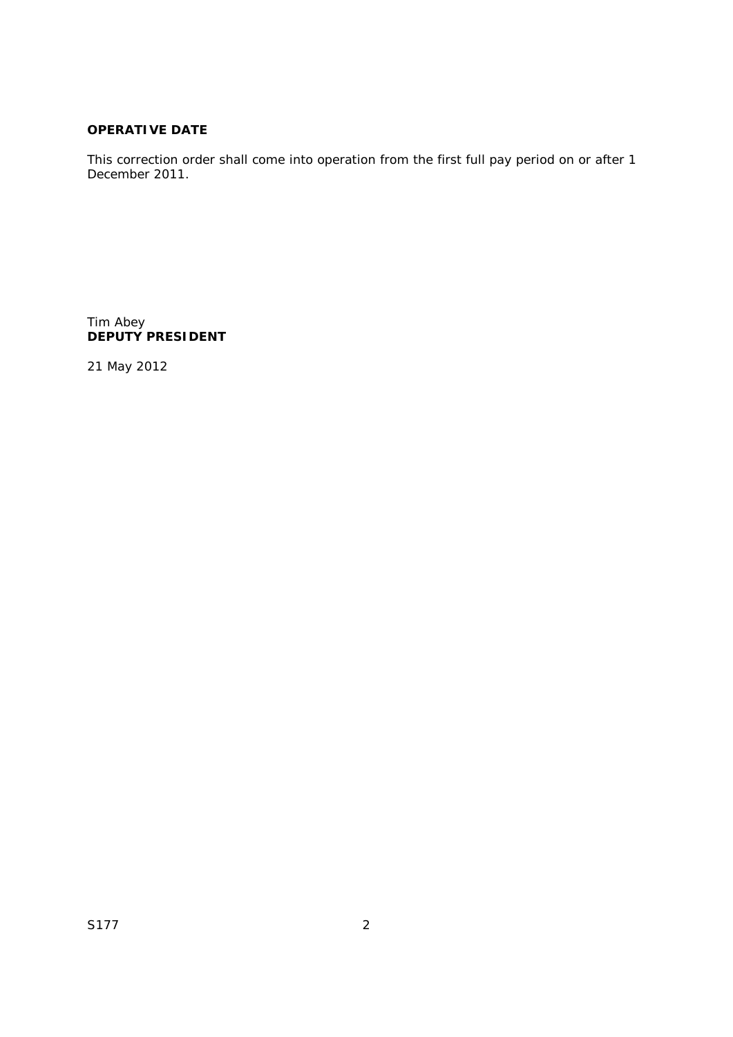**OPERATIVE DATE**

This correction order shall come into operation from the first full pay period on or after 1 December 2011.

Tim Abey
**DEPUTY PRESIDENT**

21 May 2012

S177